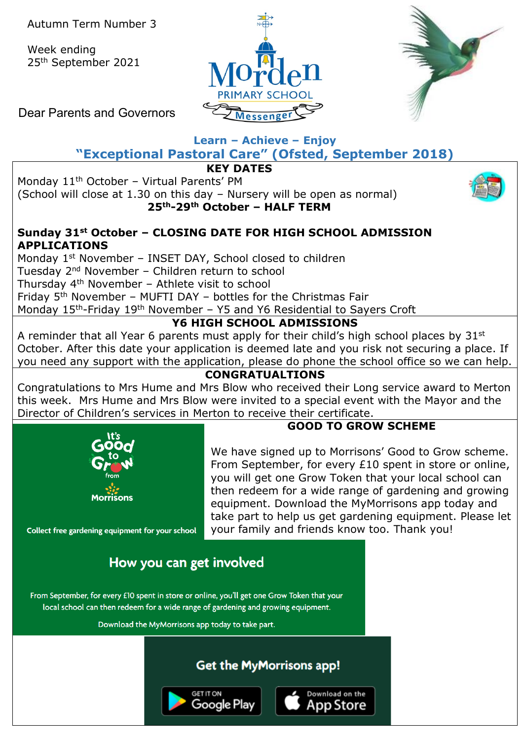Autumn Term Number 3

Week ending
25th September 2021

# Morden PRIMARY SCHOOL Messenger

Dear Parents and Governors

**Learn – Achieve – Enjoy**

## "Exceptional Pastoral Care" (Ofsted, September 2018)

### KEY DATES

Monday 11th October – Virtual Parents' PM
(School will close at 1.30 on this day – Nursery will be open as normal)

**25th-29th October – HALF TERM**

**Sunday 31st October – CLOSING DATE FOR HIGH SCHOOL ADMISSION APPLICATIONS**

Monday 1st November – INSET DAY, School closed to children
Tuesday 2nd November – Children return to school
Thursday 4th November – Athlete visit to school
Friday 5th November – MUFTI DAY – bottles for the Christmas Fair
Monday 15th-Friday 19th November – Y5 and Y6 Residential to Sayers Croft

### Y6 HIGH SCHOOL ADMISSIONS

A reminder that all Year 6 parents must apply for their child's high school places by 31st October. After this date your application is deemed late and you risk not securing a place. If you need any support with the application, please do phone the school office so we can help.

### CONGRATUALTIONS

Congratulations to Mrs Hume and Mrs Blow who received their Long service award to Merton this week. Mrs Hume and Mrs Blow were invited to a special event with the Mayor and the Director of Children's services in Merton to receive their certificate.

### GOOD TO GROW SCHEME

It's Good to Grow from Morrisons

Collect free gardening equipment for your school

We have signed up to Morrisons' Good to Grow scheme. From September, for every £10 spent in store or online, you will get one Grow Token that your local school can then redeem for a wide range of gardening and growing equipment. Download the MyMorrisons app today and take part to help us get gardening equipment. Please let your family and friends know too. Thank you!

**How you can get involved**

From September, for every £10 spent in store or online, you'll get one Grow Token that your local school can then redeem for a wide range of gardening and growing equipment.

Download the MyMorrisons app today to take part.

**Get the MyMorrisons app!**

GET IT ON Google Play | Download on the App Store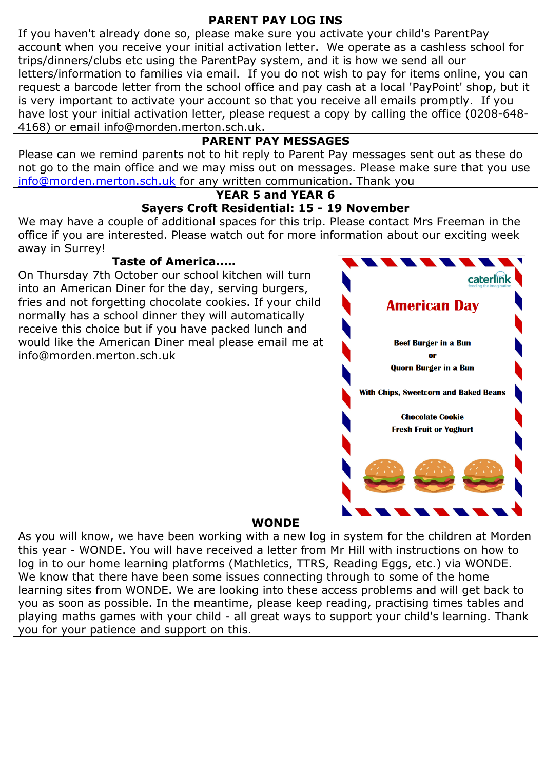## PARENT PAY LOG INS

If you haven't already done so, please make sure you activate your child's ParentPay account when you receive your initial activation letter. We operate as a cashless school for trips/dinners/clubs etc using the ParentPay system, and it is how we send all our letters/information to families via email. If you do not wish to pay for items online, you can request a barcode letter from the school office and pay cash at a local 'PayPoint' shop, but it is very important to activate your account so that you receive all emails promptly. If you have lost your initial activation letter, please request a copy by calling the office (0208-648-4168) or email info@morden.merton.sch.uk.

## PARENT PAY MESSAGES

Please can we remind parents not to hit reply to Parent Pay messages sent out as these do not go to the main office and we may miss out on messages. Please make sure that you use info@morden.merton.sch.uk for any written communication. Thank you

## YEAR 5 and YEAR 6

### Sayers Croft Residential: 15 - 19 November

We may have a couple of additional spaces for this trip. Please contact Mrs Freeman in the office if you are interested. Please watch out for more information about our exciting week away in Surrey!

## Taste of America.....

On Thursday 7th October our school kitchen will turn into an American Diner for the day, serving burgers, fries and not forgetting chocolate cookies. If your child normally has a school dinner they will automatically receive this choice but if you have packed lunch and would like the American Diner meal please email me at info@morden.merton.sch.uk

caterlink

**American Day**

**Beef Burger in a Bun**

**or**

**Quorn Burger in a Bun**

**With Chips, Sweetcorn and Baked Beans**

**Chocolate Cookie**

**Fresh Fruit or Yoghurt**

## WONDE

As you will know, we have been working with a new log in system for the children at Morden this year - WONDE. You will have received a letter from Mr Hill with instructions on how to log in to our home learning platforms (Mathletics, TTRS, Reading Eggs, etc.) via WONDE. We know that there have been some issues connecting through to some of the home learning sites from WONDE. We are looking into these access problems and will get back to you as soon as possible. In the meantime, please keep reading, practising times tables and playing maths games with your child - all great ways to support your child's learning. Thank you for your patience and support on this.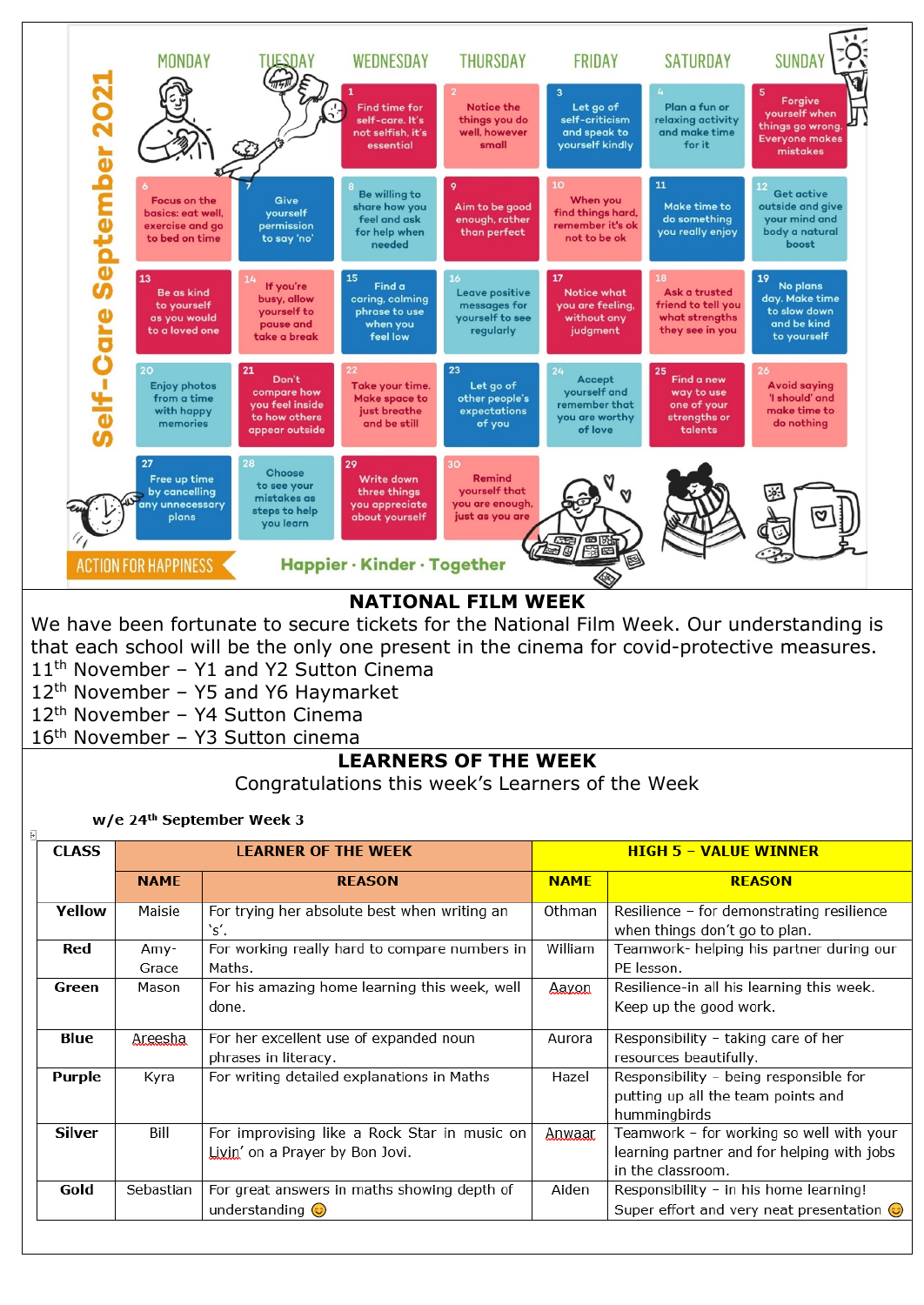## Self-Care September 2021

| MONDAY | TUESDAY | WEDNESDAY | THURSDAY | FRIDAY | SATURDAY | SUNDAY |
|---|---|---|---|---|---|---|
| | | 1 Find time for self-care. It's not selfish, it's essential | 2 Notice the things you do well, however small | 3 Let go of self-criticism and speak to yourself kindly | 4 Plan a fun or relaxing activity and make time for it | 5 Forgive yourself when things go wrong. Everyone makes mistakes |
| 6 Focus on the basics: eat well, exercise and go to bed on time | 7 Give yourself permission to say 'no' | 8 Be willing to share how you feel and ask for help when needed | 9 Aim to be good enough, rather than perfect | 10 When you find things hard, remember it's ok not to be ok | 11 Make time to do something you really enjoy | 12 Get active outside and give your mind and body a natural boost |
| 13 Be as kind to yourself as you would to a loved one | 14 If you're busy, allow yourself to pause and take a break | 15 Find a caring, calming phrase to use when you feel low | 16 Leave positive messages for yourself to see regularly | 17 Notice what you are feeling, without any judgment | 18 Ask a trusted friend to tell you what strengths they see in you | 19 No plans day. Make time to slow down and be kind to yourself |
| 20 Enjoy photos from a time with happy memories | 21 Don't compare how you feel inside to how others appear outside | 22 Take your time. Make space to just breathe and be still | 23 Let go of other people's expectations of you | 24 Accept yourself and remember that you are worthy of love | 25 Find a new way to use one of your strengths or talents | 26 Avoid saying 'I should' and make time to do nothing |
| 27 Free up time by cancelling any unnecessary plans | 28 Choose to see your mistakes as steps to help you learn | 29 Write down three things you appreciate about yourself | 30 Remind yourself that you are enough, just as you are | | | |

ACTION FOR HAPPINESS

Happier · Kinder · Together

## NATIONAL FILM WEEK

We have been fortunate to secure tickets for the National Film Week. Our understanding is that each school will be the only one present in the cinema for covid-protective measures.

11th November – Y1 and Y2 Sutton Cinema
12th November – Y5 and Y6 Haymarket
12th November – Y4 Sutton Cinema
16th November – Y3 Sutton cinema

## LEARNERS OF THE WEEK

Congratulations this week's Learners of the Week

**w/e 24th September Week 3**

| CLASS | LEARNER OF THE WEEK | | HIGH 5 – VALUE WINNER | |
|---|---|---|---|---|
| | **NAME** | **REASON** | **NAME** | **REASON** |
| **Yellow** | Maisie | For trying her absolute best when writing an 's'. | Othman | Resilience – for demonstrating resilience when things don't go to plan. |
| **Red** | Amy-Grace | For working really hard to compare numbers in Maths. | William | Teamwork- helping his partner during our PE lesson. |
| **Green** | Mason | For his amazing home learning this week, well done. | Aayon | Resilience-in all his learning this week. Keep up the good work. |
| **Blue** | Areesha | For her excellent use of expanded noun phrases in literacy. | Aurora | Responsibility – taking care of her resources beautifully. |
| **Purple** | Kyra | For writing detailed explanations in Maths | Hazel | Responsibility – being responsible for putting up all the team points and hummingbirds |
| **Silver** | Bill | For improvising like a Rock Star in music on Livin' on a Prayer by Bon Jovi. | Anwaar | Teamwork – for working so well with your learning partner and for helping with jobs in the classroom. |
| **Gold** | Sebastian | For great answers in maths showing depth of understanding ☺ | Aiden | Responsibility – in his home learning! Super effort and very neat presentation ☺ |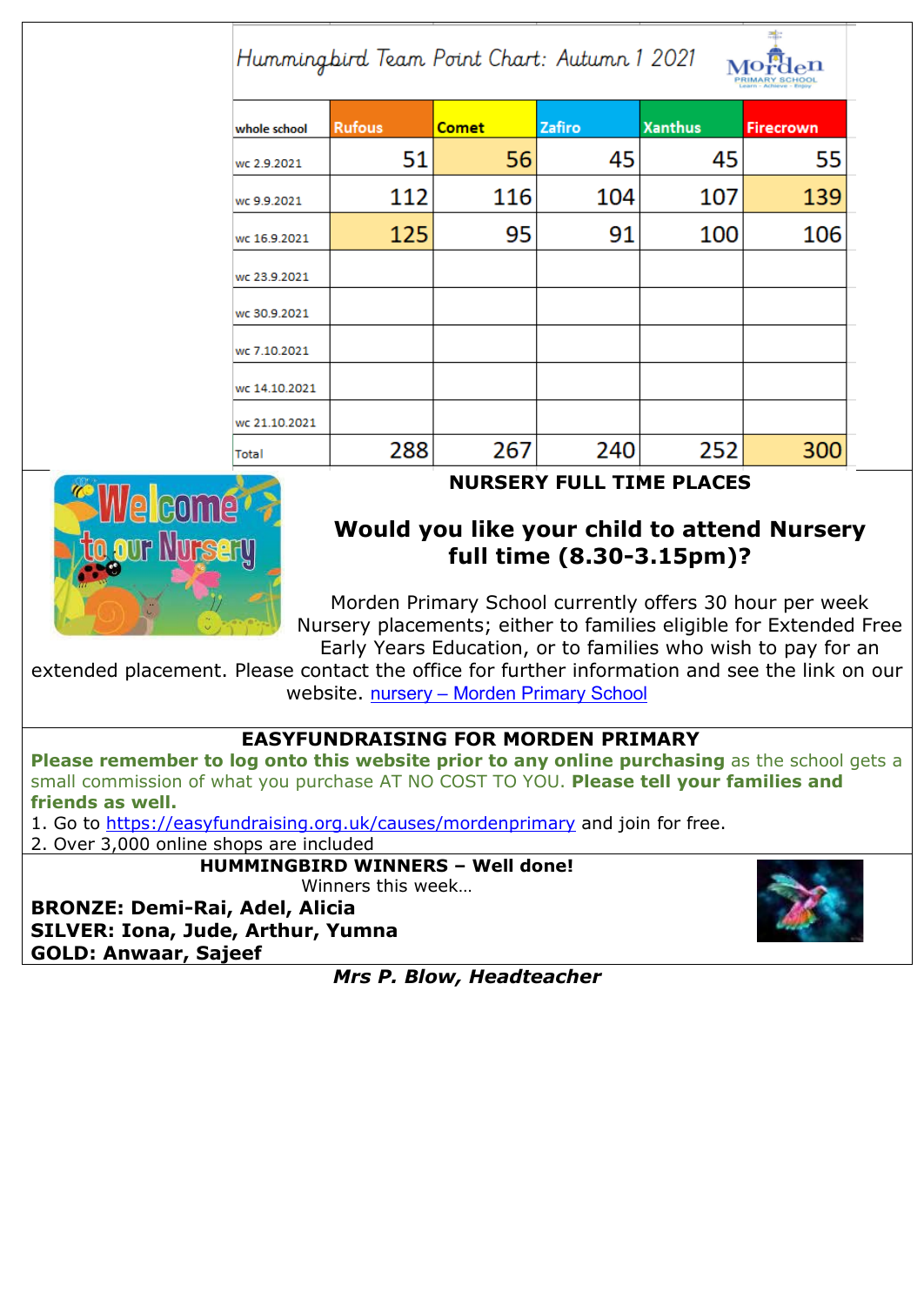## Hummingbird Team Point Chart: Autumn 1 2021

| whole school | Rufous | Comet | Zafiro | Xanthus | Firecrown |
|---|---|---|---|---|---|
| wc 2.9.2021 | 51 | 56 | 45 | 45 | 55 |
| wc 9.9.2021 | 112 | 116 | 104 | 107 | 139 |
| wc 16.9.2021 | 125 | 95 | 91 | 100 | 106 |
| wc 23.9.2021 | | | | | |
| wc 30.9.2021 | | | | | |
| wc 7.10.2021 | | | | | |
| wc 14.10.2021 | | | | | |
| wc 21.10.2021 | | | | | |
| Total | 288 | 267 | 240 | 252 | 300 |

**NURSERY FULL TIME PLACES**

**Would you like your child to attend Nursery full time (8.30-3.15pm)?**

Morden Primary School currently offers 30 hour per week Nursery placements; either to families eligible for Extended Free Early Years Education, or to families who wish to pay for an extended placement. Please contact the office for further information and see the link on our website. nursery – Morden Primary School

**EASYFUNDRAISING FOR MORDEN PRIMARY**

**Please remember to log onto this website prior to any online purchasing** as the school gets a small commission of what you purchase AT NO COST TO YOU. **Please tell your families and friends as well.**

1. Go to https://easyfundraising.org.uk/causes/mordenprimary and join for free.
2. Over 3,000 online shops are included

**HUMMINGBIRD WINNERS – Well done!**

Winners this week…

**BRONZE: Demi-Rai, Adel, Alicia**
**SILVER: Iona, Jude, Arthur, Yumna**
**GOLD: Anwaar, Sajeef**

***Mrs P. Blow, Headteacher***